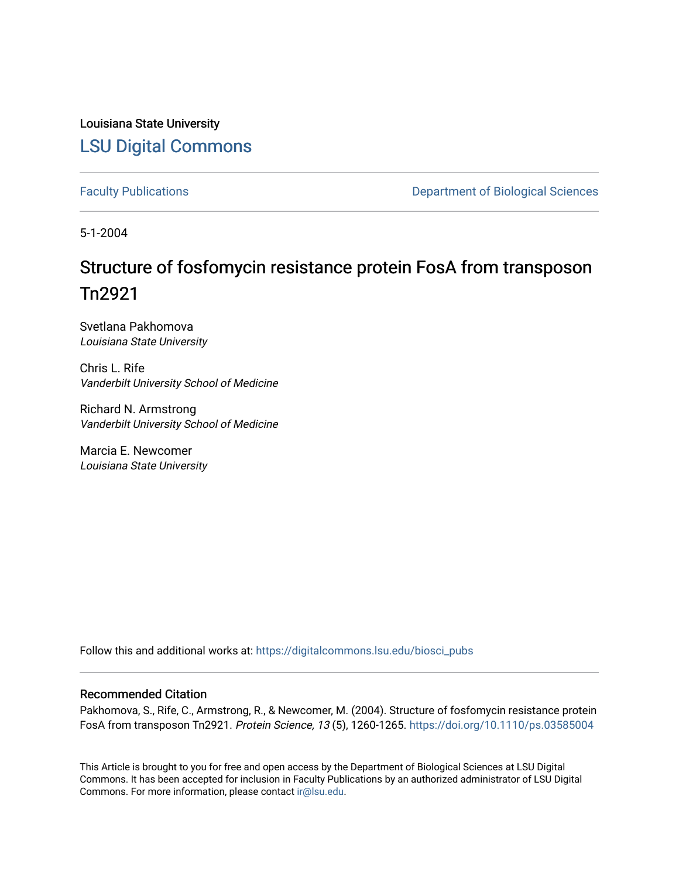Louisiana State University

## LSU Digital Commons

Faculty Publications | Department of Biological Sciences

5-1-2004

# Structure of fosfomycin resistance protein FosA from transposon Tn2921

Svetlana Pakhomova
*Louisiana State University*

Chris L. Rife
*Vanderbilt University School of Medicine*

Richard N. Armstrong
*Vanderbilt University School of Medicine*

Marcia E. Newcomer
*Louisiana State University*

Follow this and additional works at: https://digitalcommons.lsu.edu/biosci_pubs

### Recommended Citation

Pakhomova, S., Rife, C., Armstrong, R., & Newcomer, M. (2004). Structure of fosfomycin resistance protein FosA from transposon Tn2921. *Protein Science, 13* (5), 1260-1265. https://doi.org/10.1110/ps.03585004

This Article is brought to you for free and open access by the Department of Biological Sciences at LSU Digital Commons. It has been accepted for inclusion in Faculty Publications by an authorized administrator of LSU Digital Commons. For more information, please contact ir@lsu.edu.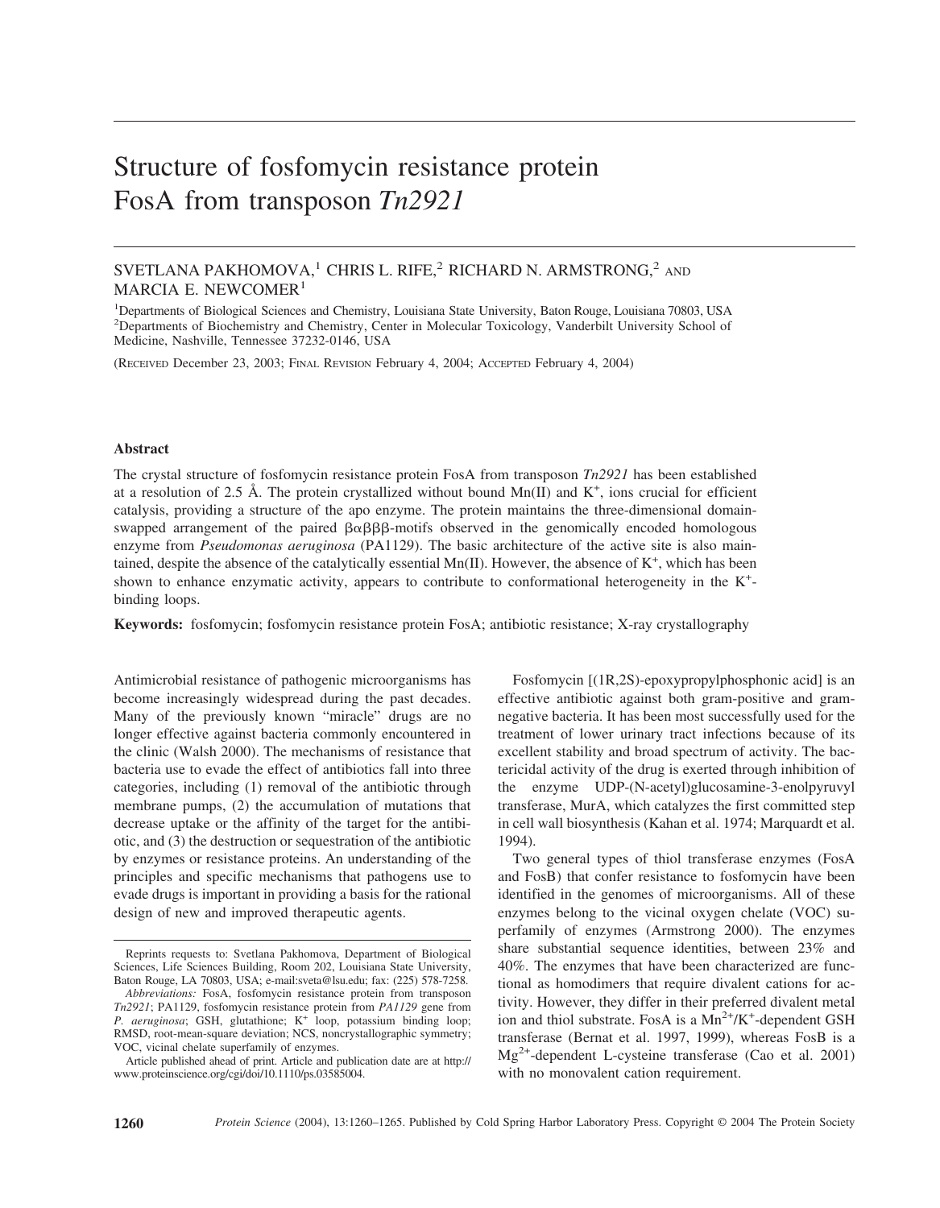# Structure of fosfomycin resistance protein FosA from transposon *Tn2921*

SVETLANA PAKHOMOVA,[1] CHRIS L. RIFE,[2] RICHARD N. ARMSTRONG,[2] AND MARCIA E. NEWCOMER[1]

[1]Departments of Biological Sciences and Chemistry, Louisiana State University, Baton Rouge, Louisiana 70803, USA
[2]Departments of Biochemistry and Chemistry, Center in Molecular Toxicology, Vanderbilt University School of Medicine, Nashville, Tennessee 37232-0146, USA

(RECEIVED December 23, 2003; FINAL REVISION February 4, 2004; ACCEPTED February 4, 2004)

## Abstract

The crystal structure of fosfomycin resistance protein FosA from transposon *Tn2921* has been established at a resolution of 2.5 Å. The protein crystallized without bound Mn(II) and $K^+$, ions crucial for efficient catalysis, providing a structure of the apo enzyme. The protein maintains the three-dimensional domain-swapped arrangement of the paired βαβββ-motifs observed in the genomically encoded homologous enzyme from *Pseudomonas aeruginosa* (PA1129). The basic architecture of the active site is also maintained, despite the absence of the catalytically essential Mn(II). However, the absence of $K^+$, which has been shown to enhance enzymatic activity, appears to contribute to conformational heterogeneity in the $K^+$-binding loops.

**Keywords:** fosfomycin; fosfomycin resistance protein FosA; antibiotic resistance; X-ray crystallography

Antimicrobial resistance of pathogenic microorganisms has become increasingly widespread during the past decades. Many of the previously known "miracle" drugs are no longer effective against bacteria commonly encountered in the clinic (Walsh 2000). The mechanisms of resistance that bacteria use to evade the effect of antibiotics fall into three categories, including (1) removal of the antibiotic through membrane pumps, (2) the accumulation of mutations that decrease uptake or the affinity of the target for the antibiotic, and (3) the destruction or sequestration of the antibiotic by enzymes or resistance proteins. An understanding of the principles and specific mechanisms that pathogens use to evade drugs is important in providing a basis for the rational design of new and improved therapeutic agents.

Fosfomycin [(1R,2S)-epoxypropylphosphonic acid] is an effective antibiotic against both gram-positive and gram-negative bacteria. It has been most successfully used for the treatment of lower urinary tract infections because of its excellent stability and broad spectrum of activity. The bactericidal activity of the drug is exerted through inhibition of the enzyme UDP-(N-acetyl)glucosamine-3-enolpyruvyl transferase, MurA, which catalyzes the first committed step in cell wall biosynthesis (Kahan et al. 1974; Marquardt et al. 1994).

Two general types of thiol transferase enzymes (FosA and FosB) that confer resistance to fosfomycin have been identified in the genomes of microorganisms. All of these enzymes belong to the vicinal oxygen chelate (VOC) superfamily of enzymes (Armstrong 2000). The enzymes share substantial sequence identities, between 23% and 40%. The enzymes that have been characterized are functional as homodimers that require divalent cations for activity. However, they differ in their preferred divalent metal ion and thiol substrate. FosA is a $Mn^{2+}/K^+$-dependent GSH transferase (Bernat et al. 1997, 1999), whereas FosB is a $Mg^{2+}$-dependent L-cysteine transferase (Cao et al. 2001) with no monovalent cation requirement.

---

Reprints requests to: Svetlana Pakhomova, Department of Biological Sciences, Life Sciences Building, Room 202, Louisiana State University, Baton Rouge, LA 70803, USA; e-mail:sveta@lsu.edu; fax: (225) 578-7258.

*Abbreviations:* FosA, fosfomycin resistance protein from transposon *Tn2921*; PA1129, fosfomycin resistance protein from *PA1129* gene from *P. aeruginosa*; GSH, glutathione; $K^+$ loop, potassium binding loop; RMSD, root-mean-square deviation; NCS, noncrystallographic symmetry; VOC, vicinal chelate superfamily of enzymes.

Article published ahead of print. Article and publication date are at http://www.proteinscience.org/cgi/doi/10.1110/ps.03585004.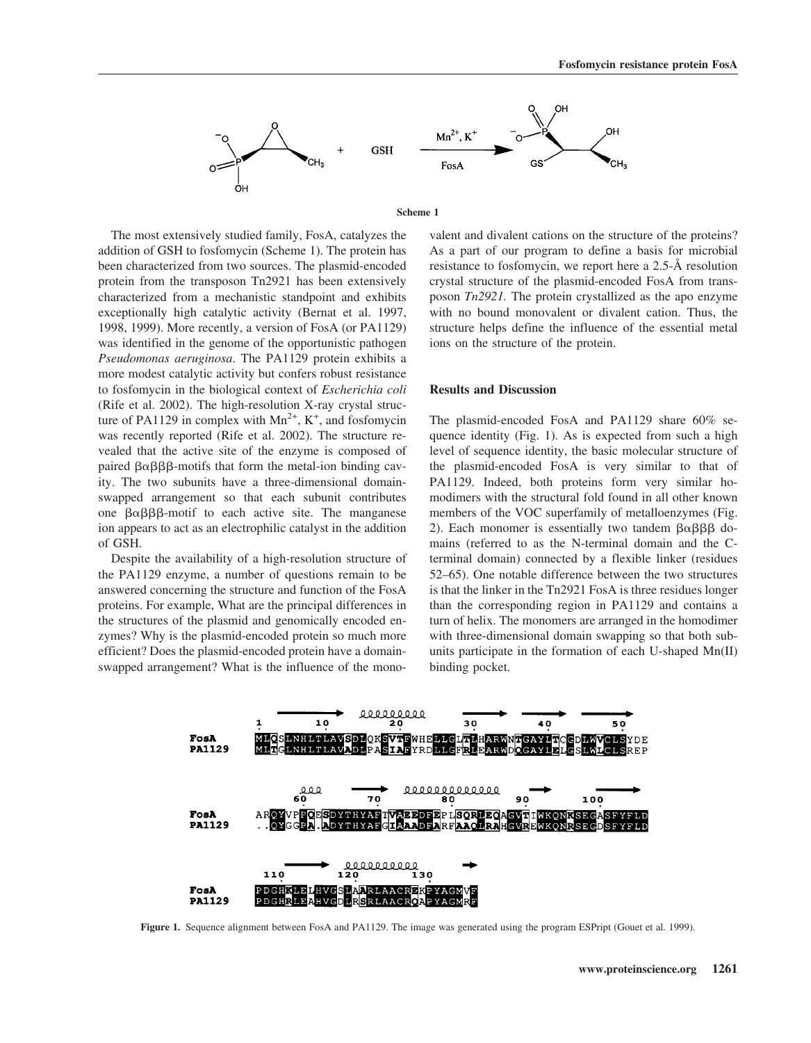Scheme 1

The most extensively studied family, FosA, catalyzes the addition of GSH to fosfomycin (Scheme 1). The protein has been characterized from two sources. The plasmid-encoded protein from the transposon Tn2921 has been extensively characterized from a mechanistic standpoint and exhibits exceptionally high catalytic activity (Bernat et al. 1997, 1998, 1999). More recently, a version of FosA (or PA1129) was identified in the genome of the opportunistic pathogen *Pseudomonas aeruginosa*. The PA1129 protein exhibits a more modest catalytic activity but confers robust resistance to fosfomycin in the biological context of *Escherichia coli* (Rife et al. 2002). The high-resolution X-ray crystal structure of PA1129 in complex with $Mn^{2+}$, $K^{+}$, and fosfomycin was recently reported (Rife et al. 2002). The structure revealed that the active site of the enzyme is composed of paired βαβββ-motifs that form the metal-ion binding cavity. The two subunits have a three-dimensional domain-swapped arrangement so that each subunit contributes one βαβββ-motif to each active site. The manganese ion appears to act as an electrophilic catalyst in the addition of GSH.

Despite the availability of a high-resolution structure of the PA1129 enzyme, a number of questions remain to be answered concerning the structure and function of the FosA proteins. For example, What are the principal differences in the structures of the plasmid and genomically encoded enzymes? Why is the plasmid-encoded protein so much more efficient? Does the plasmid-encoded protein have a domain-swapped arrangement? What is the influence of the monovalent and divalent cations on the structure of the proteins? As a part of our program to define a basis for microbial resistance to fosfomycin, we report here a 2.5-Å resolution crystal structure of the plasmid-encoded FosA from transposon *Tn2921*. The protein crystallized as the apo enzyme with no bound monovalent or divalent cation. Thus, the structure helps define the influence of the essential metal ions on the structure of the protein.

## Results and Discussion

The plasmid-encoded FosA and PA1129 share 60% sequence identity (Fig. 1). As is expected from such a high level of sequence identity, the basic molecular structure of the plasmid-encoded FosA is very similar to that of PA1129. Indeed, both proteins form very similar homodimers with the structural fold found in all other known members of the VOC superfamily of metalloenzymes (Fig. 2). Each monomer is essentially two tandem βαβββ domains (referred to as the N-terminal domain and the C-terminal domain) connected by a flexible linker (residues 52–65). One notable difference between the two structures is that the linker in the Tn2921 FosA is three residues longer than the corresponding region in PA1129 and contains a turn of helix. The monomers are arranged in the homodimer with three-dimensional domain swapping so that both subunits participate in the formation of each U-shaped Mn(II) binding pocket.

```
        1         10        20         30        40        50
FosA    MLQSLNHLTLAVSDLQKSVTFWHELLGLTLHARWNTGAYLTCGDLWVCLSYDE
PA1129  MLTGLNHLTLAVADLPASIAFYRDLLGFRLEARWDQGAYLELGSLWLCLSREP

             60       70        80        90        100
FosA    ARQYVPPQESDYTHYAFTVAEEDFEPLSQRLEQAGVTIWKQNKSEGASFYFLD
PA1129  ..QYGGPA.ADYTHYAFGIAAADFARFAAQLRAHGVREWKQNRSEGDSFYFLD

         110       120       130
FosA    PDGHKLELHVGSLAARLAACREKPYAGMVF
PA1129  PDGHRLEAHVGDLRSRLAACRQAPYAGMRF
```

**Figure 1.** Sequence alignment between FosA and PA1129. The image was generated using the program ESPript (Gouet et al. 1999).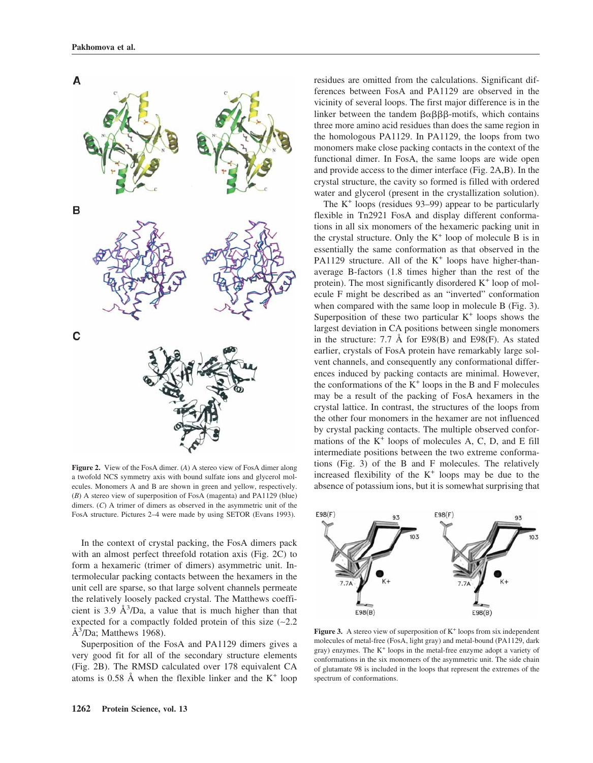**Figure 2.** View of the FosA dimer. (*A*) A stereo view of FosA dimer along a twofold NCS symmetry axis with bound sulfate ions and glycerol molecules. Monomers A and B are shown in green and yellow, respectively. (*B*) A stereo view of superposition of FosA (magenta) and PA1129 (blue) dimers. (*C*) A trimer of dimers as observed in the asymmetric unit of the FosA structure. Pictures 2–4 were made by using SETOR (Evans 1993).

In the context of crystal packing, the FosA dimers pack with an almost perfect threefold rotation axis (Fig. 2C) to form a hexameric (trimer of dimers) asymmetric unit. Intermolecular packing contacts between the hexamers in the unit cell are sparse, so that large solvent channels permeate the relatively loosely packed crystal. The Matthews coefficient is 3.9 $Å^3$/Da, a value that is much higher than that expected for a compactly folded protein of this size (~2.2 $Å^3$/Da; Matthews 1968).

Superposition of the FosA and PA1129 dimers gives a very good fit for all of the secondary structure elements (Fig. 2B). The RMSD calculated over 178 equivalent CA atoms is 0.58 Å when the flexible linker and the $K^+$ loop residues are omitted from the calculations. Significant differences between FosA and PA1129 are observed in the vicinity of several loops. The first major difference is in the linker between the tandem βαβββ-motifs, which contains three more amino acid residues than does the same region in the homologous PA1129. In PA1129, the loops from two monomers make close packing contacts in the context of the functional dimer. In FosA, the same loops are wide open and provide access to the dimer interface (Fig. 2A,B). In the crystal structure, the cavity so formed is filled with ordered water and glycerol (present in the crystallization solution).

The $K^+$ loops (residues 93–99) appear to be particularly flexible in Tn2921 FosA and display different conformations in all six monomers of the hexameric packing unit in the crystal structure. Only the $K^+$ loop of molecule B is in essentially the same conformation as that observed in the PA1129 structure. All of the $K^+$ loops have higher-than-average B-factors (1.8 times higher than the rest of the protein). The most significantly disordered $K^+$ loop of molecule F might be described as an "inverted" conformation when compared with the same loop in molecule B (Fig. 3). Superposition of these two particular $K^+$ loops shows the largest deviation in CA positions between single monomers in the structure: 7.7 Å for E98(B) and E98(F). As stated earlier, crystals of FosA protein have remarkably large solvent channels, and consequently any conformational differences induced by packing contacts are minimal. However, the conformations of the $K^+$ loops in the B and F molecules may be a result of the packing of FosA hexamers in the crystal lattice. In contrast, the structures of the loops from the other four monomers in the hexamer are not influenced by crystal packing contacts. The multiple observed conformations of the $K^+$ loops of molecules A, C, D, and E fill intermediate positions between the two extreme conformations (Fig. 3) of the B and F molecules. The relatively increased flexibility of the $K^+$ loops may be due to the absence of potassium ions, but it is somewhat surprising that

**Figure 3.** A stereo view of superposition of $K^+$ loops from six independent molecules of metal-free (FosA, light gray) and metal-bound (PA1129, dark gray) enzymes. The $K^+$ loops in the metal-free enzyme adopt a variety of conformations in the six monomers of the asymmetric unit. The side chain of glutamate 98 is included in the loops that represent the extremes of the spectrum of conformations.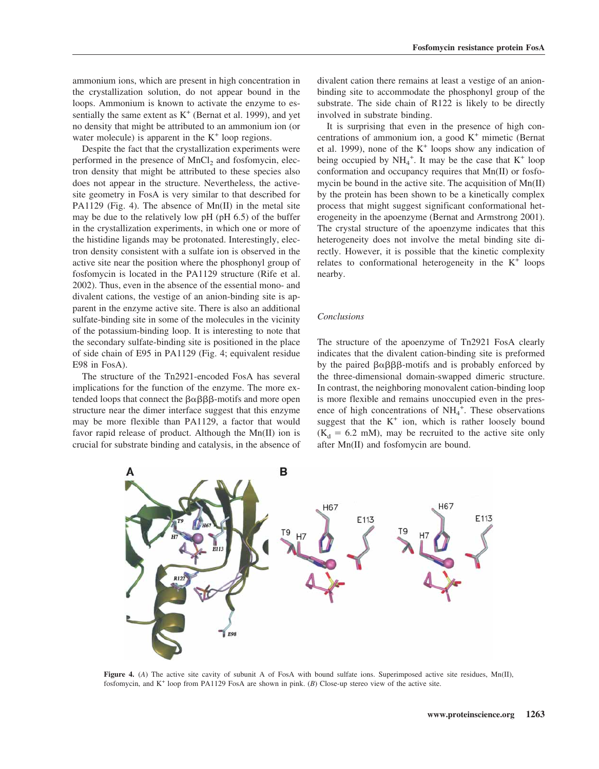ammonium ions, which are present in high concentration in the crystallization solution, do not appear bound in the loops. Ammonium is known to activate the enzyme to essentially the same extent as $K^+$ (Bernat et al. 1999), and yet no density that might be attributed to an ammonium ion (or water molecule) is apparent in the $K^+$ loop regions.

Despite the fact that the crystallization experiments were performed in the presence of $MnCl_2$ and fosfomycin, electron density that might be attributed to these species also does not appear in the structure. Nevertheless, the active-site geometry in FosA is very similar to that described for PA1129 (Fig. 4). The absence of Mn(II) in the metal site may be due to the relatively low pH (pH 6.5) of the buffer in the crystallization experiments, in which one or more of the histidine ligands may be protonated. Interestingly, electron density consistent with a sulfate ion is observed in the active site near the position where the phosphonyl group of fosfomycin is located in the PA1129 structure (Rife et al. 2002). Thus, even in the absence of the essential mono- and divalent cations, the vestige of an anion-binding site is apparent in the enzyme active site. There is also an additional sulfate-binding site in some of the molecules in the vicinity of the potassium-binding loop. It is interesting to note that the secondary sulfate-binding site is positioned in the place of side chain of E95 in PA1129 (Fig. 4; equivalent residue E98 in FosA).

The structure of the Tn2921-encoded FosA has several implications for the function of the enzyme. The more extended loops that connect the βαβββ-motifs and more open structure near the dimer interface suggest that this enzyme may be more flexible than PA1129, a factor that would favor rapid release of product. Although the Mn(II) ion is crucial for substrate binding and catalysis, in the absence of divalent cation there remains at least a vestige of an anion-binding site to accommodate the phosphonyl group of the substrate. The side chain of R122 is likely to be directly involved in substrate binding.

It is surprising that even in the presence of high concentrations of ammonium ion, a good $K^+$ mimetic (Bernat et al. 1999), none of the $K^+$ loops show any indication of being occupied by $NH_4^+$. It may be the case that $K^+$ loop conformation and occupancy requires that Mn(II) or fosfomycin be bound in the active site. The acquisition of Mn(II) by the protein has been shown to be a kinetically complex process that might suggest significant conformational heterogeneity in the apoenzyme (Bernat and Armstrong 2001). The crystal structure of the apoenzyme indicates that this heterogeneity does not involve the metal binding site directly. However, it is possible that the kinetic complexity relates to conformational heterogeneity in the $K^+$ loops nearby.

### *Conclusions*

The structure of the apoenzyme of Tn2921 FosA clearly indicates that the divalent cation-binding site is preformed by the paired βαβββ-motifs and is probably enforced by the three-dimensional domain-swapped dimeric structure. In contrast, the neighboring monovalent cation-binding loop is more flexible and remains unoccupied even in the presence of high concentrations of $NH_4^+$. These observations suggest that the $K^+$ ion, which is rather loosely bound ($K_d$ = 6.2 mM), may be recruited to the active site only after Mn(II) and fosfomycin are bound.

**Figure 4.** (*A*) The active site cavity of subunit A of FosA with bound sulfate ions. Superimposed active site residues, Mn(II), fosfomycin, and $K^+$ loop from PA1129 FosA are shown in pink. (*B*) Close-up stereo view of the active site.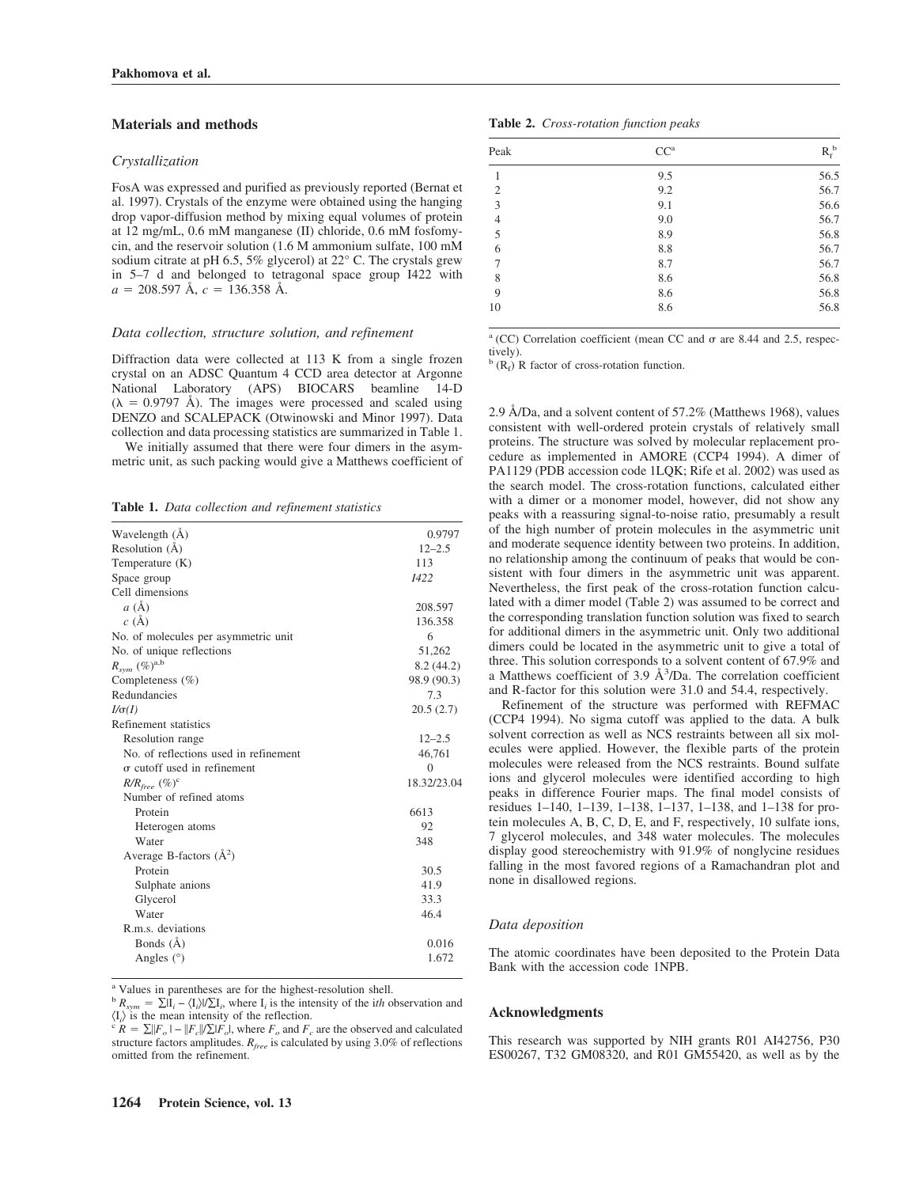## Materials and methods

### Crystallization

FosA was expressed and purified as previously reported (Bernat et al. 1997). Crystals of the enzyme were obtained using the hanging drop vapor-diffusion method by mixing equal volumes of protein at 12 mg/mL, 0.6 mM manganese (II) chloride, 0.6 mM fosfomycin, and the reservoir solution (1.6 M ammonium sulfate, 100 mM sodium citrate at pH 6.5, 5% glycerol) at 22° C. The crystals grew in 5–7 d and belonged to tetragonal space group I422 with $a$ = 208.597 Å, $c$ = 136.358 Å.

### Data collection, structure solution, and refinement

Diffraction data were collected at 113 K from a single frozen crystal on an ADSC Quantum 4 CCD area detector at Argonne National Laboratory (APS) BIOCARS beamline 14-D ($\lambda$ = 0.9797 Å). The images were processed and scaled using DENZO and SCALEPACK (Otwinowski and Minor 1997). Data collection and data processing statistics are summarized in Table 1.

We initially assumed that there were four dimers in the asymmetric unit, as such packing would give a Matthews coefficient of 2.9 Å/Da, and a solvent content of 57.2% (Matthews 1968), values consistent with well-ordered protein crystals of relatively small proteins. The structure was solved by molecular replacement procedure as implemented in AMORE (CCP4 1994). A dimer of PA1129 (PDB accession code 1LQK; Rife et al. 2002) was used as the search model. The cross-rotation functions, calculated either with a dimer or a monomer model, however, did not show any peaks with a reassuring signal-to-noise ratio, presumably a result of the high number of protein molecules in the asymmetric unit and moderate sequence identity between two proteins. In addition, no relationship among the continuum of peaks that would be consistent with four dimers in the asymmetric unit was apparent. Nevertheless, the first peak of the cross-rotation function calculated with a dimer model (Table 2) was assumed to be correct and the corresponding translation function solution was fixed to search for additional dimers in the asymmetric unit. Only two additional dimers could be located in the asymmetric unit to give a total of three. This solution corresponds to a solvent content of 67.9% and a Matthews coefficient of 3.9 $Å^3$/Da. The correlation coefficient and R-factor for this solution were 31.0 and 54.4, respectively.

Refinement of the structure was performed with REFMAC (CCP4 1994). No sigma cutoff was applied to the data. A bulk solvent correction as well as NCS restraints between all six molecules were applied. However, the flexible parts of the protein molecules were released from the NCS restraints. Bound sulfate ions and glycerol molecules were identified according to high peaks in difference Fourier maps. The final model consists of residues 1–140, 1–139, 1–138, 1–137, 1–138, and 1–138 for protein molecules A, B, C, D, E, and F, respectively, 10 sulfate ions, 7 glycerol molecules, and 348 water molecules. The molecules display good stereochemistry with 91.9% of nonglycine residues falling in the most favored regions of a Ramachandran plot and none in disallowed regions.

**Table 1.** *Data collection and refinement statistics*

| | |
|---|---|
| Wavelength (Å) | 0.9797 |
| Resolution (Å) | 12–2.5 |
| Temperature (K) | 113 |
| Space group | *I422* |
| Cell dimensions | |
| $a$ (Å) | 208.597 |
| $c$ (Å) | 136.358 |
| No. of molecules per asymmetric unit | 6 |
| No. of unique reflections | 51,262 |
| $R_{sym}$ (%)[a,b] | 8.2 (44.2) |
| Completeness (%) | 98.9 (90.3) |
| Redundancies | 7.3 |
| $I/\sigma(I)$ | 20.5 (2.7) |
| Refinement statistics | |
| Resolution range | 12–2.5 |
| No. of reflections used in refinement | 46,761 |
| σ cutoff used in refinement | 0 |
| $R/R_{free}$ (%)[c] | 18.32/23.04 |
| Number of refined atoms | |
| Protein | 6613 |
| Heterogen atoms | 92 |
| Water | 348 |
| Average B-factors ($Å^2$) | |
| Protein | 30.5 |
| Sulphate anions | 41.9 |
| Glycerol | 33.3 |
| Water | 46.4 |
| R.m.s. deviations | |
| Bonds (Å) | 0.016 |
| Angles (°) | 1.672 |

[a] Values in parentheses are for the highest-resolution shell.
[b] $R_{sym} = \sum|I_i - \langle I_i \rangle| / \sum I_i$, where $I_i$ is the intensity of the i*th* observation and $\langle I_i \rangle$ is the mean intensity of the reflection.
[c] $R = \sum||F_o| - |F_c|| / \sum|F_o|$, where $F_o$ and $F_c$ are the observed and calculated structure factors amplitudes. $R_{free}$ is calculated by using 3.0% of reflections omitted from the refinement.

**Table 2.** *Cross-rotation function peaks*

| Peak | CC[a] | $R_f$[b] |
|---|---|---|
| 1 | 9.5 | 56.5 |
| 2 | 9.2 | 56.7 |
| 3 | 9.1 | 56.6 |
| 4 | 9.0 | 56.7 |
| 5 | 8.9 | 56.8 |
| 6 | 8.8 | 56.7 |
| 7 | 8.7 | 56.7 |
| 8 | 8.6 | 56.8 |
| 9 | 8.6 | 56.8 |
| 10 | 8.6 | 56.8 |

[a] (CC) Correlation coefficient (mean CC and σ are 8.44 and 2.5, respectively).
[b] ($R_f$) R factor of cross-rotation function.

### Data deposition

The atomic coordinates have been deposited to the Protein Data Bank with the accession code 1NPB.

## Acknowledgments

This research was supported by NIH grants R01 AI42756, P30 ES00267, T32 GM08320, and R01 GM55420, as well as by the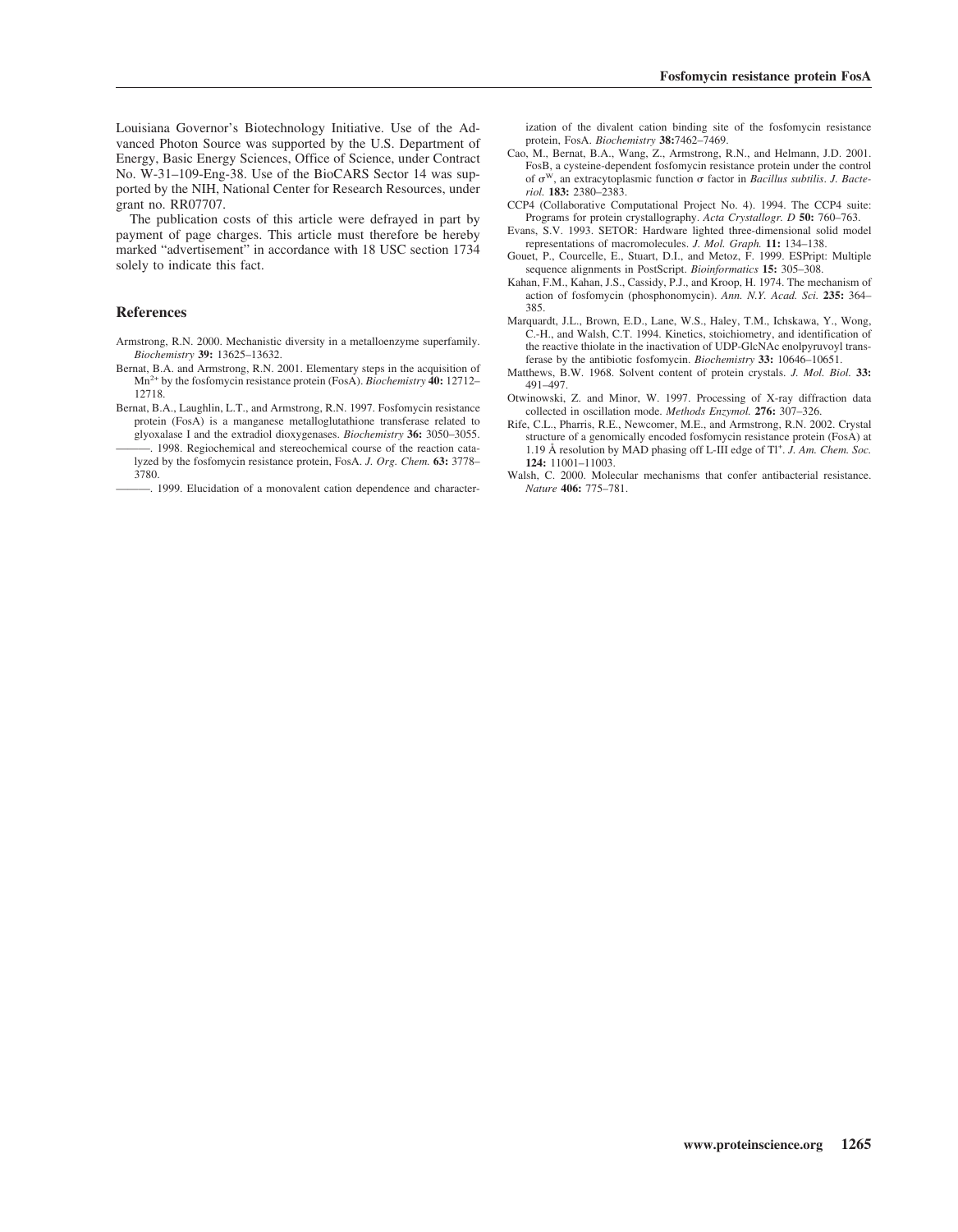Louisiana Governor's Biotechnology Initiative. Use of the Advanced Photon Source was supported by the U.S. Department of Energy, Basic Energy Sciences, Office of Science, under Contract No. W-31–109-Eng-38. Use of the BioCARS Sector 14 was supported by the NIH, National Center for Research Resources, under grant no. RR07707.

The publication costs of this article were defrayed in part by payment of page charges. This article must therefore be hereby marked "advertisement" in accordance with 18 USC section 1734 solely to indicate this fact.

## References

Armstrong, R.N. 2000. Mechanistic diversity in a metalloenzyme superfamily. *Biochemistry* **39:** 13625–13632.

Bernat, B.A. and Armstrong, R.N. 2001. Elementary steps in the acquisition of $Mn^{2+}$ by the fosfomycin resistance protein (FosA). *Biochemistry* **40:** 12712–12718.

Bernat, B.A., Laughlin, L.T., and Armstrong, R.N. 1997. Fosfomycin resistance protein (FosA) is a manganese metalloglutathione transferase related to glyoxalase I and the extradiol dioxygenases. *Biochemistry* **36:** 3050–3055.

———. 1998. Regiochemical and stereochemical course of the reaction catalyzed by the fosfomycin resistance protein, FosA. *J. Org. Chem.* **63:** 3778–3780.

———. 1999. Elucidation of a monovalent cation dependence and characterization of the divalent cation binding site of the fosfomycin resistance protein, FosA. *Biochemistry* **38:**7462–7469.

Cao, M., Bernat, B.A., Wang, Z., Armstrong, R.N., and Helmann, J.D. 2001. FosB, a cysteine-dependent fosfomycin resistance protein under the control of $\sigma^W$, an extracytoplasmic function $\sigma$ factor in *Bacillus subtilis*. *J. Bacteriol.* **183:** 2380–2383.

CCP4 (Collaborative Computational Project No. 4). 1994. The CCP4 suite: Programs for protein crystallography. *Acta Crystallogr. D* **50:** 760–763.

Evans, S.V. 1993. SETOR: Hardware lighted three-dimensional solid model representations of macromolecules. *J. Mol. Graph.* **11:** 134–138.

Gouet, P., Courcelle, E., Stuart, D.I., and Metoz, F. 1999. ESPript: Multiple sequence alignments in PostScript. *Bioinformatics* **15:** 305–308.

Kahan, F.M., Kahan, J.S., Cassidy, P.J., and Kroop, H. 1974. The mechanism of action of fosfomycin (phosphonomycin). *Ann. N.Y. Acad. Sci.* **235:** 364–385.

Marquardt, J.L., Brown, E.D., Lane, W.S., Haley, T.M., Ichskawa, Y., Wong, C.-H., and Walsh, C.T. 1994. Kinetics, stoichiometry, and identification of the reactive thiolate in the inactivation of UDP-GlcNAc enolpyruvoyl transferase by the antibiotic fosfomycin. *Biochemistry* **33:** 10646–10651.

Matthews, B.W. 1968. Solvent content of protein crystals. *J. Mol. Biol.* **33:** 491–497.

Otwinowski, Z. and Minor, W. 1997. Processing of X-ray diffraction data collected in oscillation mode. *Methods Enzymol.* **276:** 307–326.

Rife, C.L., Pharris, R.E., Newcomer, M.E., and Armstrong, R.N. 2002. Crystal structure of a genomically encoded fosfomycin resistance protein (FosA) at 1.19 Å resolution by MAD phasing off L-III edge of $Tl^+$. *J. Am. Chem. Soc.* **124:** 11001–11003.

Walsh, C. 2000. Molecular mechanisms that confer antibacterial resistance. *Nature* **406:** 775–781.